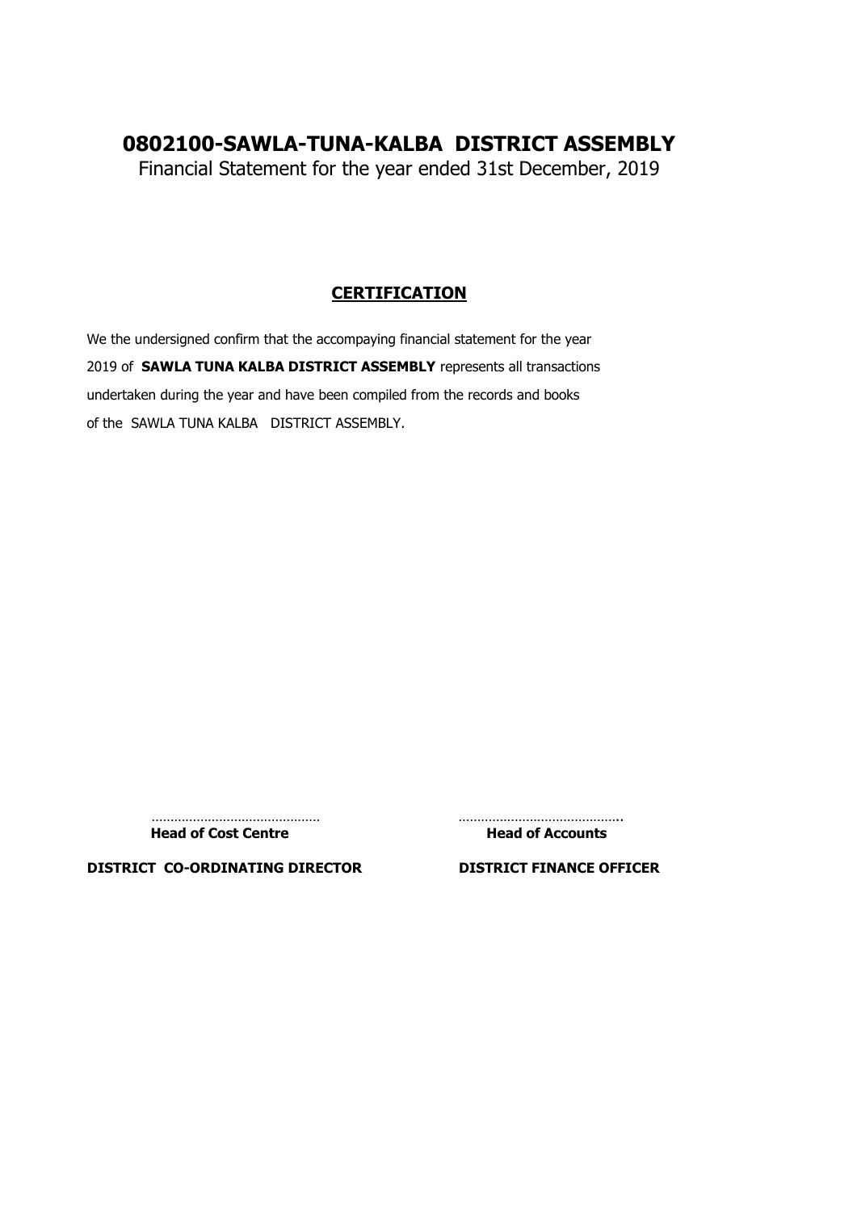# 0802100-SAWLA-TUNA-KALBA DISTRICT ASSEMBLY

Financial Statement for the year ended 31st December, 2019

## CERTIFICATION

We the undersigned confirm that the accompaying financial statement for the year 2019 of **SAWLA TUNA KALBA DISTRICT ASSEMBLY** represents all transactions undertaken during the year and have been compiled from the records and books of the SAWLA TUNA KALBA DISTRICT ASSEMBLY.

| ……………………………………… | …………………………………….. |
|---|---|
| **Head of Cost Centre** | **Head of Accounts** |
| **DISTRICT CO-ORDINATING DIRECTOR** | **DISTRICT FINANCE OFFICER** |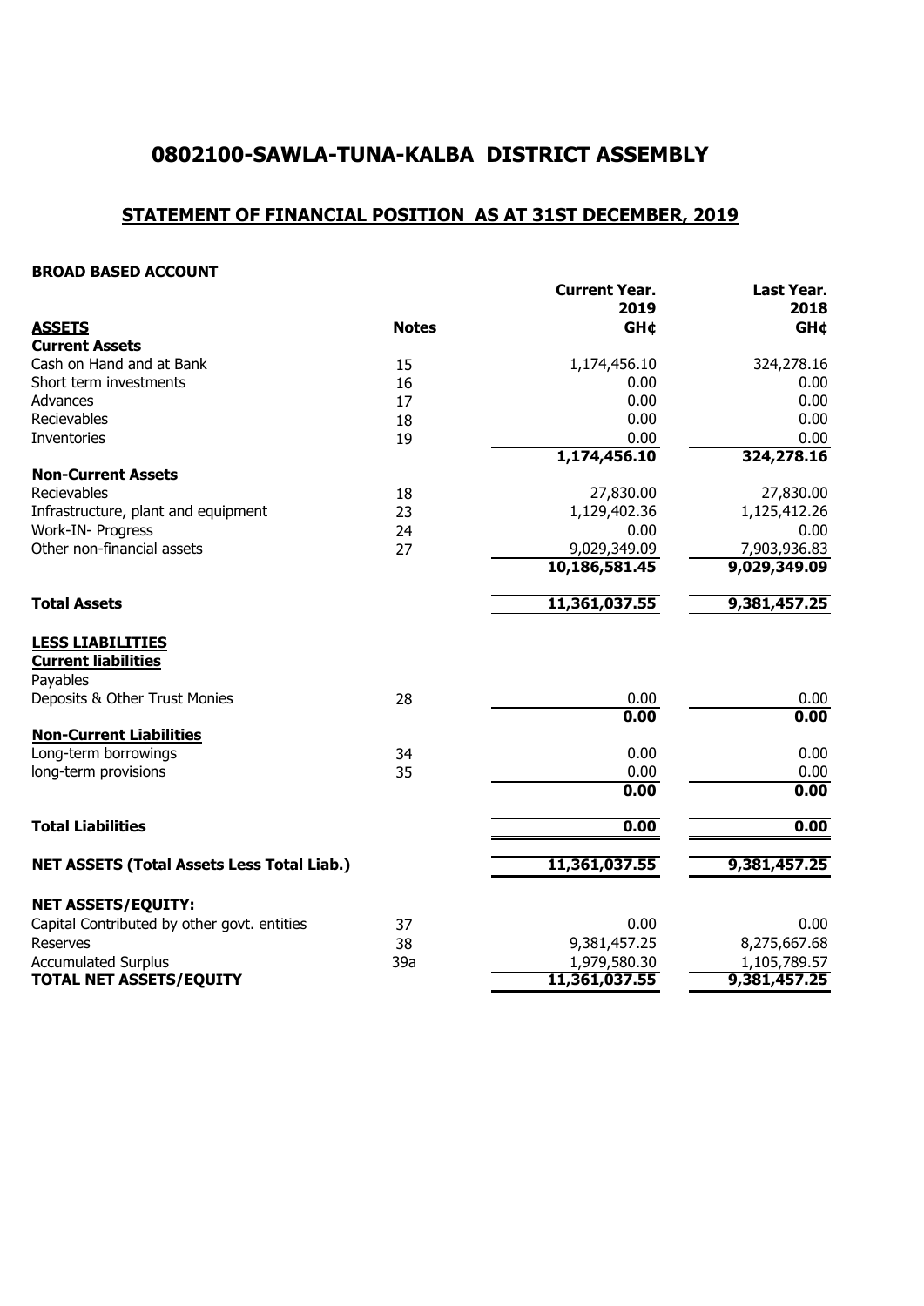# 0802100-SAWLA-TUNA-KALBA DISTRICT ASSEMBLY

## STATEMENT OF FINANCIAL POSITION AS AT 31ST DECEMBER, 2019

**BROAD BASED ACCOUNT**

| | | Current Year. 2019 | Last Year. 2018 |
|---|---|---|---|
| **ASSETS** | **Notes** | **GH¢** | **GH¢** |
| **Current Assets** | | | |
| Cash on Hand and at Bank | 15 | 1,174,456.10 | 324,278.16 |
| Short term investments | 16 | 0.00 | 0.00 |
| Advances | 17 | 0.00 | 0.00 |
| Recievables | 18 | 0.00 | 0.00 |
| Inventories | 19 | 0.00 | 0.00 |
| | | **1,174,456.10** | **324,278.16** |
| **Non-Current Assets** | | | |
| Recievables | 18 | 27,830.00 | 27,830.00 |
| Infrastructure, plant and equipment | 23 | 1,129,402.36 | 1,125,412.26 |
| Work-IN- Progress | 24 | 0.00 | 0.00 |
| Other non-financial assets | 27 | 9,029,349.09 | 7,903,936.83 |
| | | **10,186,581.45** | **9,029,349.09** |
| **Total Assets** | | **11,361,037.55** | **9,381,457.25** |
| **LESS LIABILITIES** | | | |
| **Current liabilities** | | | |
| Payables | | | |
| Deposits & Other Trust Monies | 28 | 0.00 | 0.00 |
| | | **0.00** | **0.00** |
| **Non-Current Liabilities** | | | |
| Long-term borrowings | 34 | 0.00 | 0.00 |
| long-term provisions | 35 | 0.00 | 0.00 |
| | | **0.00** | **0.00** |
| **Total Liabilities** | | **0.00** | **0.00** |
| **NET ASSETS (Total Assets Less Total Liab.)** | | **11,361,037.55** | **9,381,457.25** |
| **NET ASSETS/EQUITY:** | | | |
| Capital Contributed by other govt. entities | 37 | 0.00 | 0.00 |
| Reserves | 38 | 9,381,457.25 | 8,275,667.68 |
| Accumulated Surplus | 39a | 1,979,580.30 | 1,105,789.57 |
| **TOTAL NET ASSETS/EQUITY** | | **11,361,037.55** | **9,381,457.25** |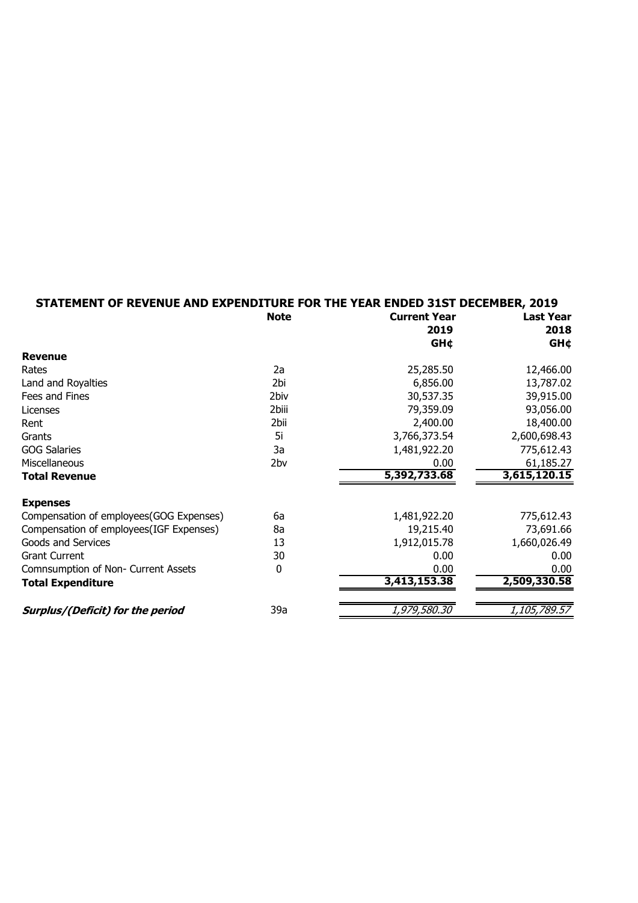## STATEMENT OF REVENUE AND EXPENDITURE FOR THE YEAR ENDED 31ST DECEMBER, 2019

| | Note | Current Year 2019 GH¢ | Last Year 2018 GH¢ |
|---|---|---|---|
| **Revenue** | | | |
| Rates | 2a | 25,285.50 | 12,466.00 |
| Land and Royalties | 2bi | 6,856.00 | 13,787.02 |
| Fees and Fines | 2biv | 30,537.35 | 39,915.00 |
| Licenses | 2biii | 79,359.09 | 93,056.00 |
| Rent | 2bii | 2,400.00 | 18,400.00 |
| Grants | 5i | 3,766,373.54 | 2,600,698.43 |
| GOG Salaries | 3a | 1,481,922.20 | 775,612.43 |
| Miscellaneous | 2bv | 0.00 | 61,185.27 |
| **Total Revenue** | | **5,392,733.68** | **3,615,120.15** |
| **Expenses** | | | |
| Compensation of employees(GOG Expenses) | 6a | 1,481,922.20 | 775,612.43 |
| Compensation of employees(IGF Expenses) | 8a | 19,215.40 | 73,691.66 |
| Goods and Services | 13 | 1,912,015.78 | 1,660,026.49 |
| Grant Current | 30 | 0.00 | 0.00 |
| Comnsumption of Non- Current Assets | 0 | 0.00 | 0.00 |
| **Total Expenditure** | | **3,413,153.38** | **2,509,330.58** |
| ***Surplus/(Deficit) for the period*** | 39a | *1,979,580.30* | *1,105,789.57* |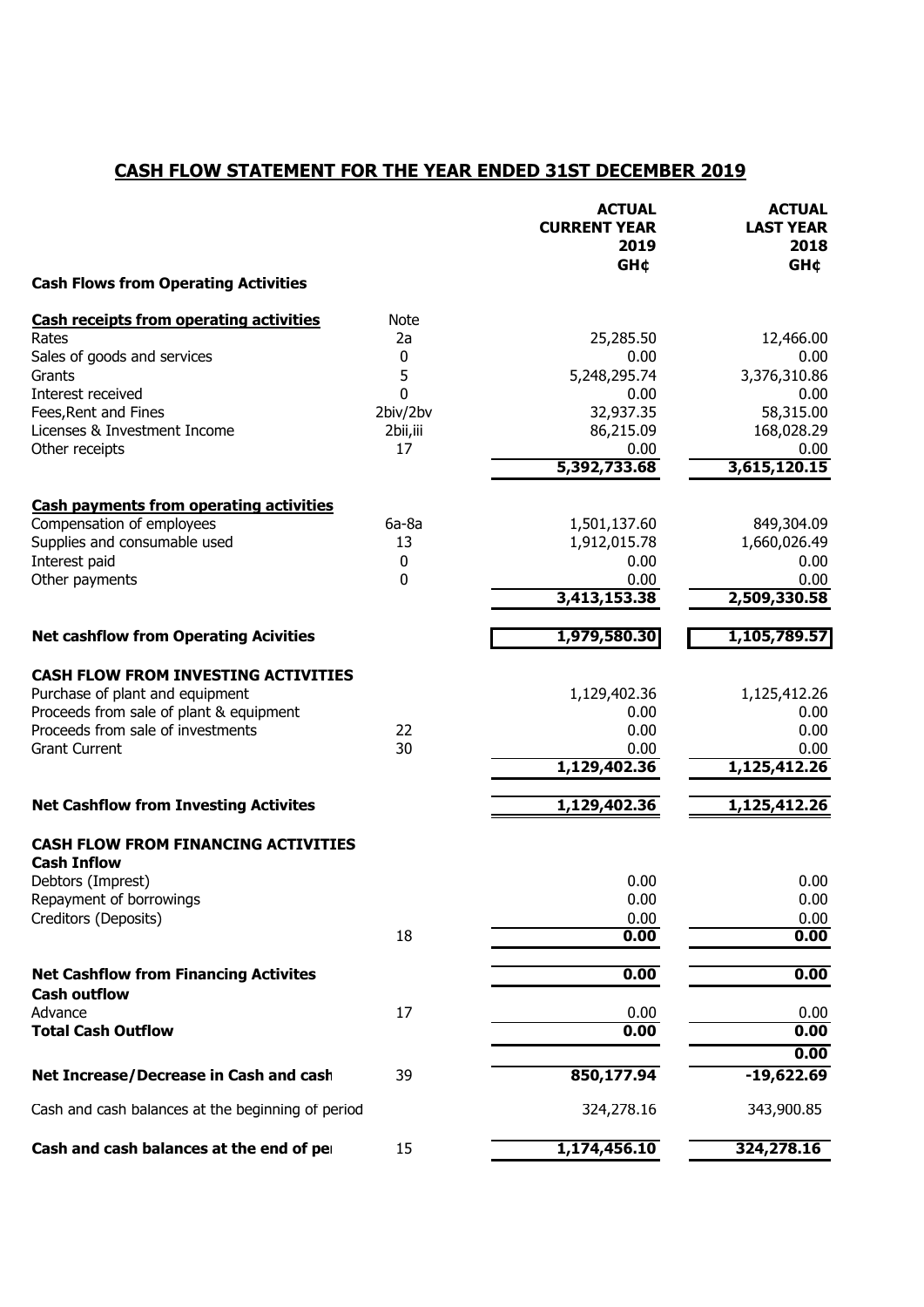# CASH FLOW STATEMENT FOR THE YEAR ENDED 31ST DECEMBER 2019

| | | ACTUAL CURRENT YEAR 2019 GH¢ | ACTUAL LAST YEAR 2018 GH¢ |
|---|---|---|---|
| **Cash Flows from Operating Activities** | | | |
| **Cash receipts from operating activities** | Note | | |
| Rates | 2a | 25,285.50 | 12,466.00 |
| Sales of goods and services | 0 | 0.00 | 0.00 |
| Grants | 5 | 5,248,295.74 | 3,376,310.86 |
| Interest received | 0 | 0.00 | 0.00 |
| Fees,Rent and Fines | 2biv/2bv | 32,937.35 | 58,315.00 |
| Licenses & Investment Income | 2bii,iii | 86,215.09 | 168,028.29 |
| Other receipts | 17 | 0.00 | 0.00 |
| | | **5,392,733.68** | **3,615,120.15** |
| **Cash payments from operating activities** | | | |
| Compensation of employees | 6a-8a | 1,501,137.60 | 849,304.09 |
| Supplies and consumable used | 13 | 1,912,015.78 | 1,660,026.49 |
| Interest paid | 0 | 0.00 | 0.00 |
| Other payments | 0 | 0.00 | 0.00 |
| | | **3,413,153.38** | **2,509,330.58** |
| **Net cashflow from Operating Acivities** | | **1,979,580.30** | **1,105,789.57** |
| **CASH FLOW FROM INVESTING ACTIVITIES** | | | |
| Purchase of plant and equipment | | 1,129,402.36 | 1,125,412.26 |
| Proceeds from sale of plant & equipment | | 0.00 | 0.00 |
| Proceeds from sale of investments | 22 | 0.00 | 0.00 |
| Grant Current | 30 | 0.00 | 0.00 |
| | | **1,129,402.36** | **1,125,412.26** |
| **Net Cashflow from Investing Activites** | | **1,129,402.36** | **1,125,412.26** |
| **CASH FLOW FROM FINANCING ACTIVITIES** | | | |
| **Cash Inflow** | | | |
| Debtors (Imprest) | | 0.00 | 0.00 |
| Repayment of borrowings | | 0.00 | 0.00 |
| Creditors (Deposits) | | 0.00 | 0.00 |
| | 18 | **0.00** | **0.00** |
| **Net Cashflow from Financing Activites** | | **0.00** | **0.00** |
| **Cash outflow** | | | |
| Advance | 17 | 0.00 | 0.00 |
| **Total Cash Outflow** | | **0.00** | **0.00** |
| | | | **0.00** |
| **Net Increase/Decrease in Cash and cash** | 39 | **850,177.94** | **-19,622.69** |
| Cash and cash balances at the beginning of period | | 324,278.16 | 343,900.85 |
| **Cash and cash balances at the end of pe** | 15 | **1,174,456.10** | **324,278.16** |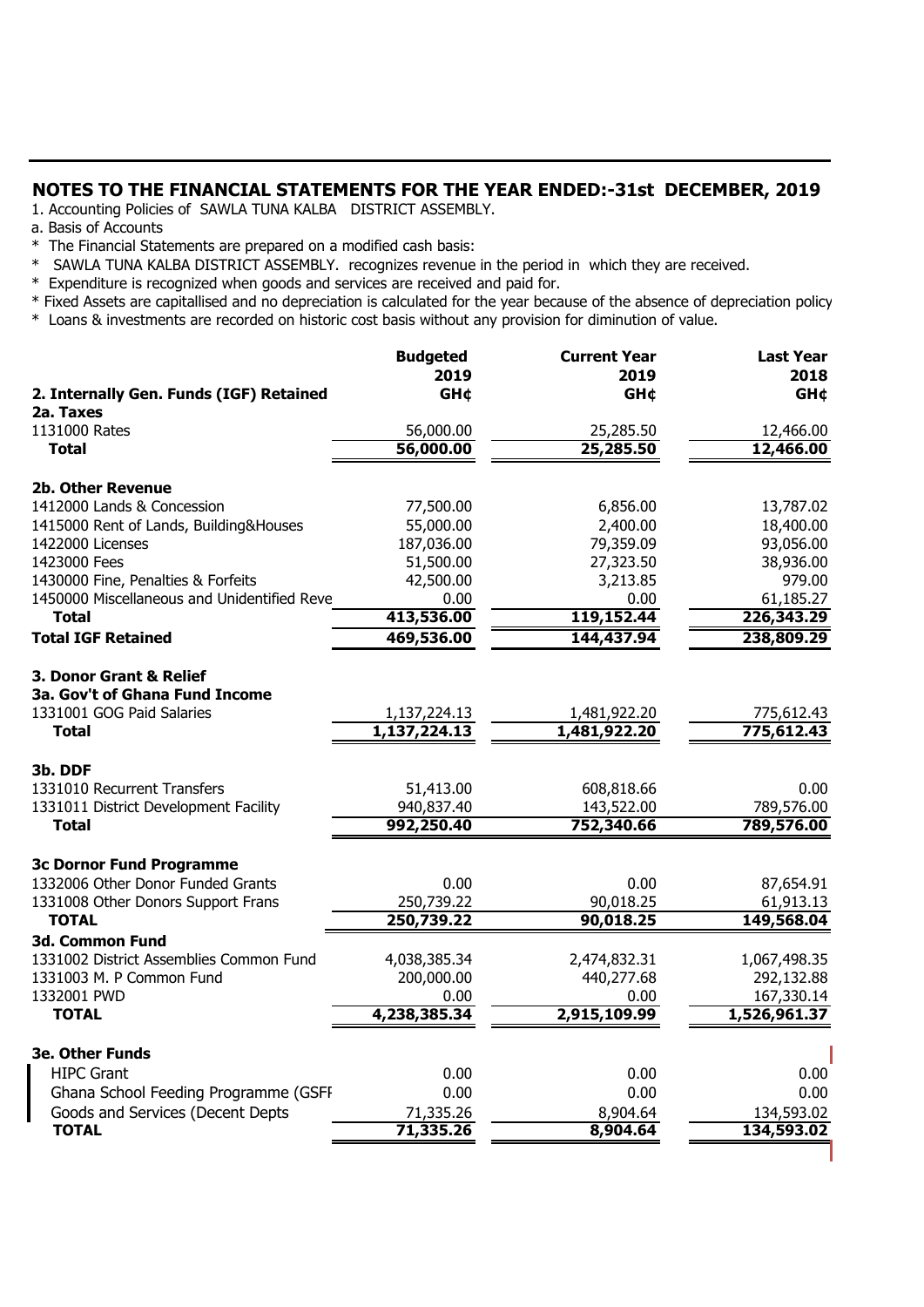## NOTES TO THE FINANCIAL STATEMENTS FOR THE YEAR ENDED:-31st DECEMBER, 2019

1. Accounting Policies of SAWLA TUNA KALBA DISTRICT ASSEMBLY.

a. Basis of Accounts

* The Financial Statements are prepared on a modified cash basis:
* SAWLA TUNA KALBA DISTRICT ASSEMBLY. recognizes revenue in the period in which they are received.
* Expenditure is recognized when goods and services are received and paid for.
* Fixed Assets are capitallised and no depreciation is calculated for the year because of the absence of depreciation policy
* Loans & investments are recorded on historic cost basis without any provision for diminution of value.

| **2. Internally Gen. Funds (IGF) Retained** | **Budgeted 2019 GH¢** | **Current Year 2019 GH¢** | **Last Year 2018 GH¢** |
|---|---|---|---|
| **2a. Taxes** | | | |
| 1131000 Rates | 56,000.00 | 25,285.50 | 12,466.00 |
| **Total** | **56,000.00** | **25,285.50** | **12,466.00** |
| **2b. Other Revenue** | | | |
| 1412000 Lands & Concession | 77,500.00 | 6,856.00 | 13,787.02 |
| 1415000 Rent of Lands, Building&Houses | 55,000.00 | 2,400.00 | 18,400.00 |
| 1422000 Licenses | 187,036.00 | 79,359.09 | 93,056.00 |
| 1423000 Fees | 51,500.00 | 27,323.50 | 38,936.00 |
| 1430000 Fine, Penalties & Forfeits | 42,500.00 | 3,213.85 | 979.00 |
| 1450000 Miscellaneous and Unidentified Reve | 0.00 | 0.00 | 61,185.27 |
| **Total** | **413,536.00** | **119,152.44** | **226,343.29** |
| **Total IGF Retained** | **469,536.00** | **144,437.94** | **238,809.29** |
| **3. Donor Grant & Relief** | | | |
| **3a. Gov't of Ghana Fund Income** | | | |
| 1331001 GOG Paid Salaries | 1,137,224.13 | 1,481,922.20 | 775,612.43 |
| **Total** | **1,137,224.13** | **1,481,922.20** | **775,612.43** |
| **3b. DDF** | | | |
| 1331010 Recurrent Transfers | 51,413.00 | 608,818.66 | 0.00 |
| 1331011 District Development Facility | 940,837.40 | 143,522.00 | 789,576.00 |
| **Total** | **992,250.40** | **752,340.66** | **789,576.00** |
| **3c Dornor Fund Programme** | | | |
| 1332006 Other Donor Funded Grants | 0.00 | 0.00 | 87,654.91 |
| 1331008 Other Donors Support Frans | 250,739.22 | 90,018.25 | 61,913.13 |
| **TOTAL** | **250,739.22** | **90,018.25** | **149,568.04** |
| **3d. Common Fund** | | | |
| 1331002 District Assemblies Common Fund | 4,038,385.34 | 2,474,832.31 | 1,067,498.35 |
| 1331003 M. P Common Fund | 200,000.00 | 440,277.68 | 292,132.88 |
| 1332001 PWD | 0.00 | 0.00 | 167,330.14 |
| **TOTAL** | **4,238,385.34** | **2,915,109.99** | **1,526,961.37** |
| **3e. Other Funds** | | | |
| HIPC Grant | 0.00 | 0.00 | 0.00 |
| Ghana School Feeding Programme (GSFI | 0.00 | 0.00 | 0.00 |
| Goods and Services (Decent Depts | 71,335.26 | 8,904.64 | 134,593.02 |
| **TOTAL** | **71,335.26** | **8,904.64** | **134,593.02** |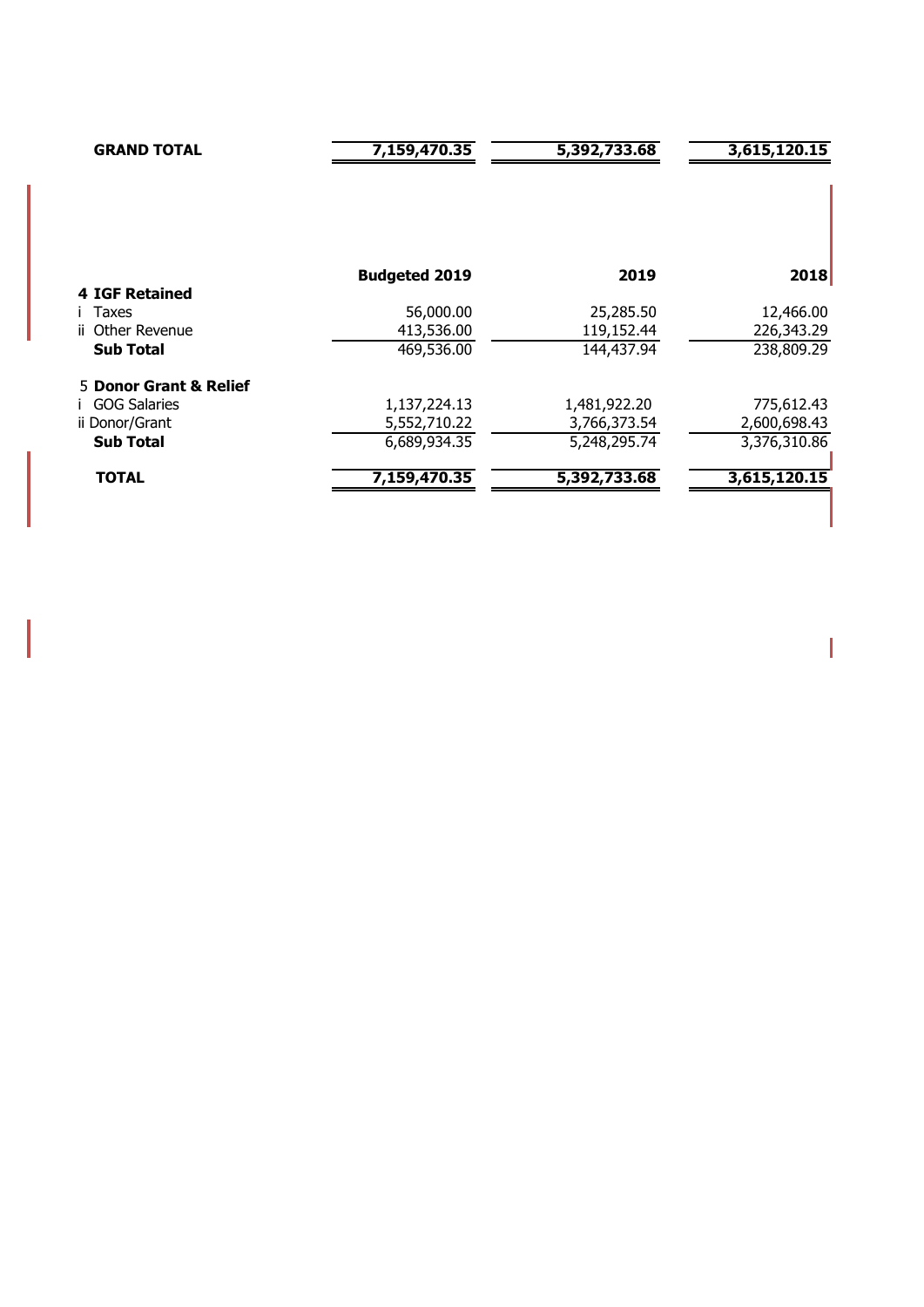| **GRAND TOTAL** | **7,159,470.35** | **5,392,733.68** | **3,615,120.15** |
|---|---|---|---|

| | **Budgeted 2019** | **2019** | **2018** |
|---|---|---|---|
| **4 IGF Retained** | | | |
| i Taxes | 56,000.00 | 25,285.50 | 12,466.00 |
| ii Other Revenue | 413,536.00 | 119,152.44 | 226,343.29 |
| **Sub Total** | 469,536.00 | 144,437.94 | 238,809.29 |
| 5 **Donor Grant & Relief** | | | |
| i GOG Salaries | 1,137,224.13 | 1,481,922.20 | 775,612.43 |
| ii Donor/Grant | 5,552,710.22 | 3,766,373.54 | 2,600,698.43 |
| **Sub Total** | 6,689,934.35 | 5,248,295.74 | 3,376,310.86 |
| **TOTAL** | **7,159,470.35** | **5,392,733.68** | **3,615,120.15** |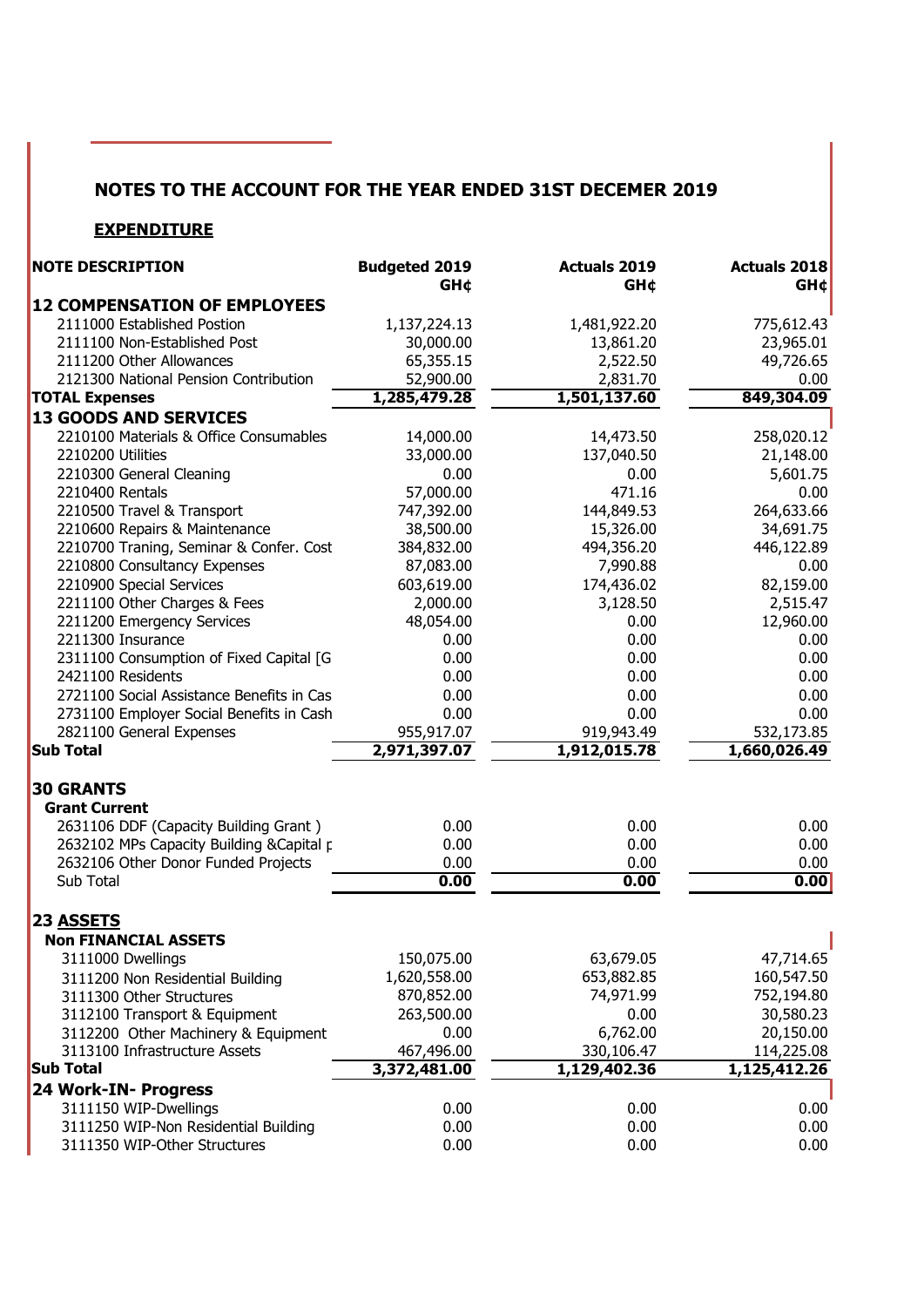## NOTES TO THE ACCOUNT FOR THE YEAR ENDED 31ST DECEMBER 2019

### EXPENDITURE

| NOTE DESCRIPTION | Budgeted 2019 GH¢ | Actuals 2019 GH¢ | Actuals 2018 GH¢ |
|---|---|---|---|
| **12 COMPENSATION OF EMPLOYEES** | | | |
| 2111000 Established Postion | 1,137,224.13 | 1,481,922.20 | 775,612.43 |
| 2111100 Non-Established Post | 30,000.00 | 13,861.20 | 23,965.01 |
| 2111200 Other Allowances | 65,355.15 | 2,522.50 | 49,726.65 |
| 2121300 National Pension Contribution | 52,900.00 | 2,831.70 | 0.00 |
| **TOTAL Expenses** | **1,285,479.28** | **1,501,137.60** | **849,304.09** |
| **13 GOODS AND SERVICES** | | | |
| 2210100 Materials & Office Consumables | 14,000.00 | 14,473.50 | 258,020.12 |
| 2210200 Utilities | 33,000.00 | 137,040.50 | 21,148.00 |
| 2210300 General Cleaning | 0.00 | 0.00 | 5,601.75 |
| 2210400 Rentals | 57,000.00 | 471.16 | 0.00 |
| 2210500 Travel & Transport | 747,392.00 | 144,849.53 | 264,633.66 |
| 2210600 Repairs & Maintenance | 38,500.00 | 15,326.00 | 34,691.75 |
| 2210700 Traning, Seminar & Confer. Cost | 384,832.00 | 494,356.20 | 446,122.89 |
| 2210800 Consultancy Expenses | 87,083.00 | 7,990.88 | 0.00 |
| 2210900 Special Services | 603,619.00 | 174,436.02 | 82,159.00 |
| 2211100 Other Charges & Fees | 2,000.00 | 3,128.50 | 2,515.47 |
| 2211200 Emergency Services | 48,054.00 | 0.00 | 12,960.00 |
| 2211300 Insurance | 0.00 | 0.00 | 0.00 |
| 2311100 Consumption of Fixed Capital [G | 0.00 | 0.00 | 0.00 |
| 2421100 Residents | 0.00 | 0.00 | 0.00 |
| 2721100 Social Assistance Benefits in Cas | 0.00 | 0.00 | 0.00 |
| 2731100 Employer Social Benefits in Cash | 0.00 | 0.00 | 0.00 |
| 2821100 General Expenses | 955,917.07 | 919,943.49 | 532,173.85 |
| **Sub Total** | **2,971,397.07** | **1,912,015.78** | **1,660,026.49** |
| **30 GRANTS** | | | |
| **Grant Current** | | | |
| 2631106 DDF (Capacity Building Grant ) | 0.00 | 0.00 | 0.00 |
| 2632102 MPs Capacity Building &Capital p | 0.00 | 0.00 | 0.00 |
| 2632106 Other Donor Funded Projects | 0.00 | 0.00 | 0.00 |
| Sub Total | **0.00** | **0.00** | **0.00** |
| **23 ASSETS** | | | |
| **Non FINANCIAL ASSETS** | | | |
| 3111000 Dwellings | 150,075.00 | 63,679.05 | 47,714.65 |
| 3111200 Non Residential Building | 1,620,558.00 | 653,882.85 | 160,547.50 |
| 3111300 Other Structures | 870,852.00 | 74,971.99 | 752,194.80 |
| 3112100 Transport & Equipment | 263,500.00 | 0.00 | 30,580.23 |
| 3112200 Other Machinery & Equipment | 0.00 | 6,762.00 | 20,150.00 |
| 3113100 Infrastructure Assets | 467,496.00 | 330,106.47 | 114,225.08 |
| **Sub Total** | **3,372,481.00** | **1,129,402.36** | **1,125,412.26** |
| **24 Work-IN- Progress** | | | |
| 3111150 WIP-Dwellings | 0.00 | 0.00 | 0.00 |
| 3111250 WIP-Non Residential Building | 0.00 | 0.00 | 0.00 |
| 3111350 WIP-Other Structures | 0.00 | 0.00 | 0.00 |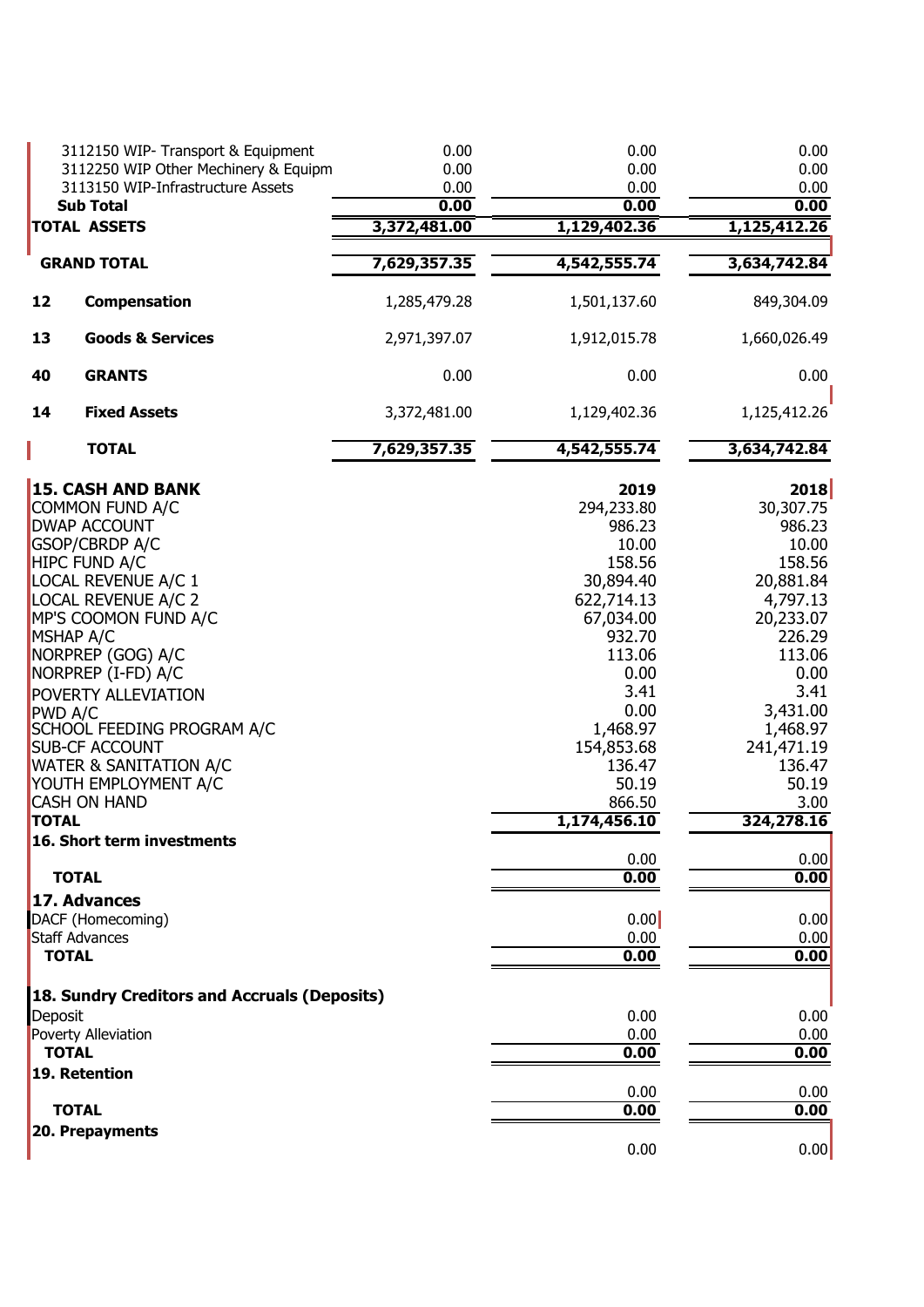| | | | |
|---|---|---|---|
| 3112150 WIP- Transport & Equipment | 0.00 | 0.00 | 0.00 |
| 3112250 WIP Other Mechinery & Equipm | 0.00 | 0.00 | 0.00 |
| 3113150 WIP-Infrastructure Assets | 0.00 | 0.00 | 0.00 |
| **Sub Total** | **0.00** | **0.00** | **0.00** |
| **TOTAL ASSETS** | **3,372,481.00** | **1,129,402.36** | **1,125,412.26** |
| **GRAND TOTAL** | **7,629,357.35** | **4,542,555.74** | **3,634,742.84** |

| | | | | |
|---|---|---|---|---|
| **12** | **Compensation** | 1,285,479.28 | 1,501,137.60 | 849,304.09 |
| **13** | **Goods & Services** | 2,971,397.07 | 1,912,015.78 | 1,660,026.49 |
| **40** | **GRANTS** | 0.00 | 0.00 | 0.00 |
| **14** | **Fixed Assets** | 3,372,481.00 | 1,129,402.36 | 1,125,412.26 |
| | **TOTAL** | **7,629,357.35** | **4,542,555.74** | **3,634,742.84** |

| **15. CASH AND BANK** | **2019** | **2018** |
|---|---|---|
| COMMON FUND A/C | 294,233.80 | 30,307.75 |
| DWAP ACCOUNT | 986.23 | 986.23 |
| GSOP/CBRDP A/C | 10.00 | 10.00 |
| HIPC FUND A/C | 158.56 | 158.56 |
| LOCAL REVENUE A/C 1 | 30,894.40 | 20,881.84 |
| LOCAL REVENUE A/C 2 | 622,714.13 | 4,797.13 |
| MP'S COOMON FUND A/C | 67,034.00 | 20,233.07 |
| MSHAP A/C | 932.70 | 226.29 |
| NORPREP (GOG) A/C | 113.06 | 113.06 |
| NORPREP (I-FD) A/C | 0.00 | 0.00 |
| POVERTY ALLEVIATION | 3.41 | 3.41 |
| PWD A/C | 0.00 | 3,431.00 |
| SCHOOL FEEDING PROGRAM A/C | 1,468.97 | 1,468.97 |
| SUB-CF ACCOUNT | 154,853.68 | 241,471.19 |
| WATER & SANITATION A/C | 136.47 | 136.47 |
| YOUTH EMPLOYMENT A/C | 50.19 | 50.19 |
| CASH ON HAND | 866.50 | 3.00 |
| **TOTAL** | **1,174,456.10** | **324,278.16** |

| **16. Short term investments** | | |
|---|---|---|
| | 0.00 | 0.00 |
| **TOTAL** | **0.00** | **0.00** |

| **17. Advances** | | |
|---|---|---|
| DACF (Homecoming) | 0.00 | 0.00 |
| Staff Advances | 0.00 | 0.00 |
| **TOTAL** | **0.00** | **0.00** |

| **18. Sundry Creditors and Accruals (Deposits)** | | |
|---|---|---|
| Deposit | 0.00 | 0.00 |
| Poverty Alleviation | 0.00 | 0.00 |
| **TOTAL** | **0.00** | **0.00** |

| **19. Retention** | | |
|---|---|---|
| | 0.00 | 0.00 |
| **TOTAL** | **0.00** | **0.00** |

| **20. Prepayments** | | |
|---|---|---|
| | 0.00 | 0.00 |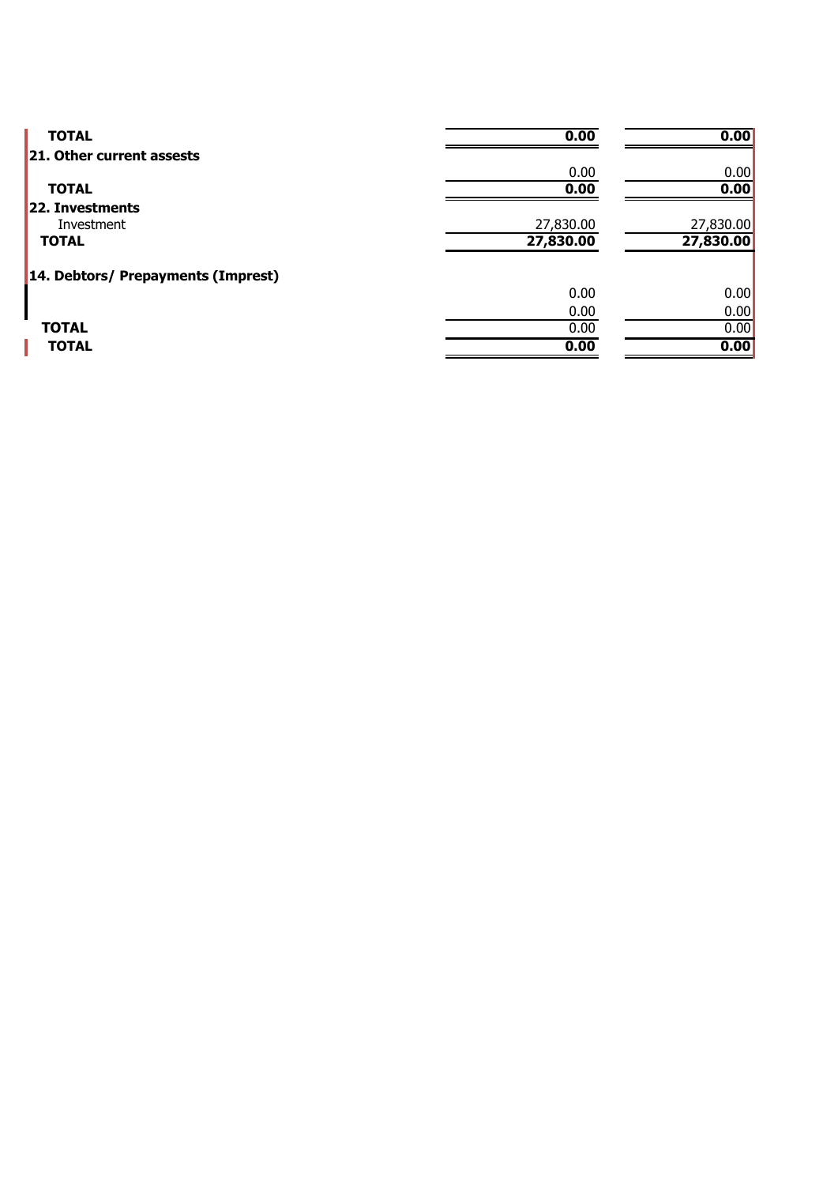| | | |
|---|---|---|
| **TOTAL** | **0.00** | **0.00** |
| **21. Other current assests** | | |
| | 0.00 | 0.00 |
| **TOTAL** | **0.00** | **0.00** |
| **22. Investments** | | |
| Investment | 27,830.00 | 27,830.00 |
| **TOTAL** | **27,830.00** | **27,830.00** |
| | | |
| **14. Debtors/ Prepayments (Imprest)** | | |
| | 0.00 | 0.00 |
| | 0.00 | 0.00 |
| **TOTAL** | 0.00 | 0.00 |
| **TOTAL** | **0.00** | **0.00** |